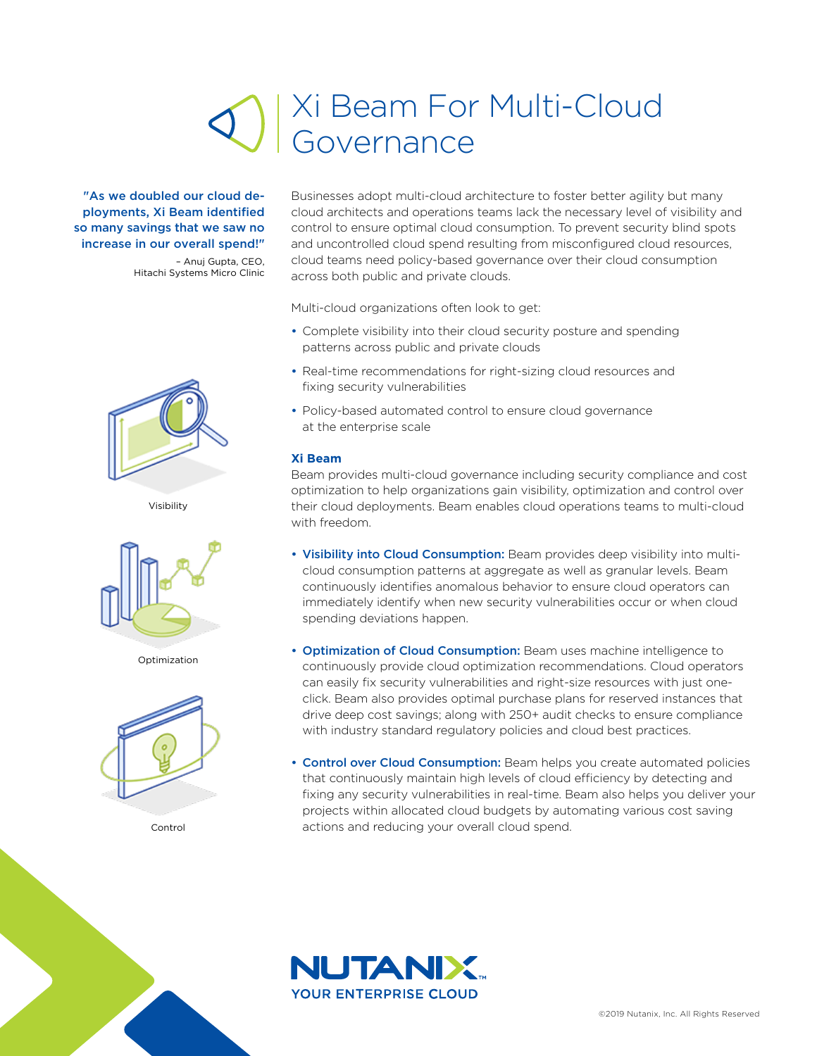# Xi Beam For Multi-Cloud Governance

**"As we doubled our cloud deployments, Xi Beam identified so many savings that we saw no increase in our overall spend!"**

– Anuj Gupta, CEO, Hitachi Systems Micro Clinic

Businesses adopt multi-cloud architecture to foster better agility but many cloud architects and operations teams lack the necessary level of visibility and control to ensure optimal cloud consumption. To prevent security blind spots and uncontrolled cloud spend resulting from misconfigured cloud resources, cloud teams need policy-based governance over their cloud consumption across both public and private clouds.

Multi-cloud organizations often look to get:

- Complete visibility into their cloud security posture and spending patterns across public and private clouds
- Real-time recommendations for right-sizing cloud resources and fixing security vulnerabilities
- Policy-based automated control to ensure cloud governance at the enterprise scale

### Xi Beam

Beam provides multi-cloud governance including security compliance and cost optimization to help organizations gain visibility, optimization and control over their cloud deployments. Beam enables cloud operations teams to multi-cloud with freedom.

Visibility

- **Visibility into Cloud Consumption:** Beam provides deep visibility into multi-cloud consumption patterns at aggregate as well as granular levels. Beam continuously identifies anomalous behavior to ensure cloud operators can immediately identify when new security vulnerabilities occur or when cloud spending deviations happen.

Optimization

- **Optimization of Cloud Consumption:** Beam uses machine intelligence to continuously provide cloud optimization recommendations. Cloud operators can easily fix security vulnerabilities and right-size resources with just one-click. Beam also provides optimal purchase plans for reserved instances that drive deep cost savings; along with 250+ audit checks to ensure compliance with industry standard regulatory policies and cloud best practices.

Control

- **Control over Cloud Consumption:** Beam helps you create automated policies that continuously maintain high levels of cloud efficiency by detecting and fixing any security vulnerabilities in real-time. Beam also helps you deliver your projects within allocated cloud budgets by automating various cost saving actions and reducing your overall cloud spend.

NUTANIX™
YOUR ENTERPRISE CLOUD

©2019 Nutanix, Inc. All Rights Reserved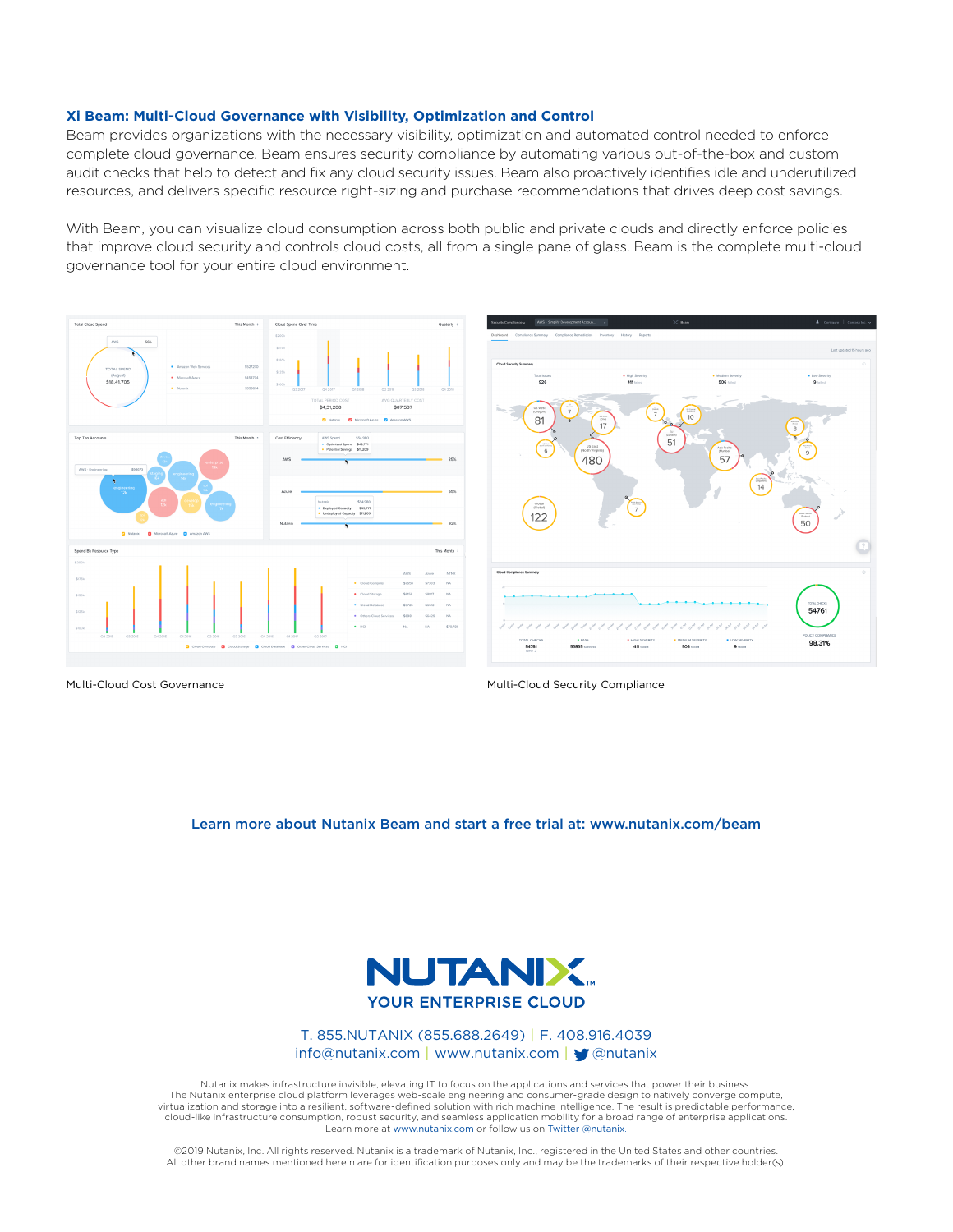## Xi Beam: Multi-Cloud Governance with Visibility, Optimization and Control

Beam provides organizations with the necessary visibility, optimization and automated control needed to enforce complete cloud governance. Beam ensures security compliance by automating various out-of-the-box and custom audit checks that help to detect and fix any cloud security issues. Beam also proactively identifies idle and underutilized resources, and delivers specific resource right-sizing and purchase recommendations that drives deep cost savings.

With Beam, you can visualize cloud consumption across both public and private clouds and directly enforce policies that improve cloud security and controls cloud costs, all from a single pane of glass. Beam is the complete multi-cloud governance tool for your entire cloud environment.

Multi-Cloud Cost Governance

Multi-Cloud Security Compliance

**Learn more about Nutanix Beam and start a free trial at: www.nutanix.com/beam**

NUTANIX™
YOUR ENTERPRISE CLOUD

T. 855.NUTANIX (855.688.2649) | F. 408.916.4039
info@nutanix.com | www.nutanix.com | @nutanix

Nutanix makes infrastructure invisible, elevating IT to focus on the applications and services that power their business. The Nutanix enterprise cloud platform leverages web-scale engineering and consumer-grade design to natively converge compute, virtualization and storage into a resilient, software-defined solution with rich machine intelligence. The result is predictable performance, cloud-like infrastructure consumption, robust security, and seamless application mobility for a broad range of enterprise applications. Learn more at www.nutanix.com or follow us on Twitter @nutanix.

©2019 Nutanix, Inc. All rights reserved. Nutanix is a trademark of Nutanix, Inc., registered in the United States and other countries. All other brand names mentioned herein are for identification purposes only and may be the trademarks of their respective holder(s).